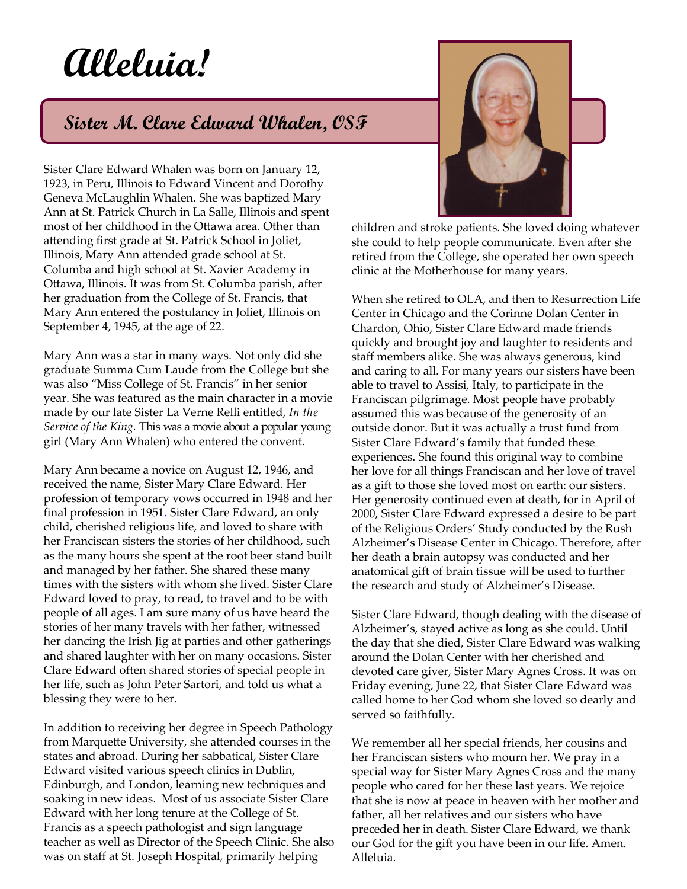# Alleluia!

## Sister M. Clare Edward Whalen, OSF

Sister Clare Edward Whalen was born on January 12, 1923, in Peru, Illinois to Edward Vincent and Dorothy Geneva McLaughlin Whalen. She was baptized Mary Ann at St. Patrick Church in La Salle, Illinois and spent most of her childhood in the Ottawa area. Other than attending first grade at St. Patrick School in Joliet, Illinois, Mary Ann attended grade school at St. Columba and high school at St. Xavier Academy in Ottawa, Illinois. It was from St. Columba parish, after her graduation from the College of St. Francis, that Mary Ann entered the postulancy in Joliet, Illinois on September 4, 1945, at the age of 22.

Mary Ann was a star in many ways. Not only did she graduate Summa Cum Laude from the College but she was also "Miss College of St. Francis" in her senior year. She was featured as the main character in a movie made by our late Sister La Verne Relli entitled, *In the Service of the King.* This was a movie about a popular young girl (Mary Ann Whalen) who entered the convent.

Mary Ann became a novice on August 12, 1946, and received the name, Sister Mary Clare Edward. Her profession of temporary vows occurred in 1948 and her final profession in 1951. Sister Clare Edward, an only child, cherished religious life, and loved to share with her Franciscan sisters the stories of her childhood, such as the many hours she spent at the root beer stand built and managed by her father. She shared these many times with the sisters with whom she lived. Sister Clare Edward loved to pray, to read, to travel and to be with people of all ages. I am sure many of us have heard the stories of her many travels with her father, witnessed her dancing the Irish Jig at parties and other gatherings and shared laughter with her on many occasions. Sister Clare Edward often shared stories of special people in her life, such as John Peter Sartori, and told us what a blessing they were to her.

In addition to receiving her degree in Speech Pathology from Marquette University, she attended courses in the states and abroad. During her sabbatical, Sister Clare Edward visited various speech clinics in Dublin, Edinburgh, and London, learning new techniques and soaking in new ideas. Most of us associate Sister Clare Edward with her long tenure at the College of St. Francis as a speech pathologist and sign language teacher as well as Director of the Speech Clinic. She also was on staff at St. Joseph Hospital, primarily helping children and stroke patients. She loved doing whatever she could to help people communicate. Even after she retired from the College, she operated her own speech clinic at the Motherhouse for many years.

When she retired to OLA, and then to Resurrection Life Center in Chicago and the Corinne Dolan Center in Chardon, Ohio, Sister Clare Edward made friends quickly and brought joy and laughter to residents and staff members alike. She was always generous, kind and caring to all. For many years our sisters have been able to travel to Assisi, Italy, to participate in the Franciscan pilgrimage. Most people have probably assumed this was because of the generosity of an outside donor. But it was actually a trust fund from Sister Clare Edward's family that funded these experiences. She found this original way to combine her love for all things Franciscan and her love of travel as a gift to those she loved most on earth: our sisters. Her generosity continued even at death, for in April of 2000, Sister Clare Edward expressed a desire to be part of the Religious Orders' Study conducted by the Rush Alzheimer's Disease Center in Chicago. Therefore, after her death a brain autopsy was conducted and her anatomical gift of brain tissue will be used to further the research and study of Alzheimer's Disease.

Sister Clare Edward, though dealing with the disease of Alzheimer's, stayed active as long as she could. Until the day that she died, Sister Clare Edward was walking around the Dolan Center with her cherished and devoted care giver, Sister Mary Agnes Cross. It was on Friday evening, June 22, that Sister Clare Edward was called home to her God whom she loved so dearly and served so faithfully.

We remember all her special friends, her cousins and her Franciscan sisters who mourn her. We pray in a special way for Sister Mary Agnes Cross and the many people who cared for her these last years. We rejoice that she is now at peace in heaven with her mother and father, all her relatives and our sisters who have preceded her in death. Sister Clare Edward, we thank our God for the gift you have been in our life. Amen. Alleluia.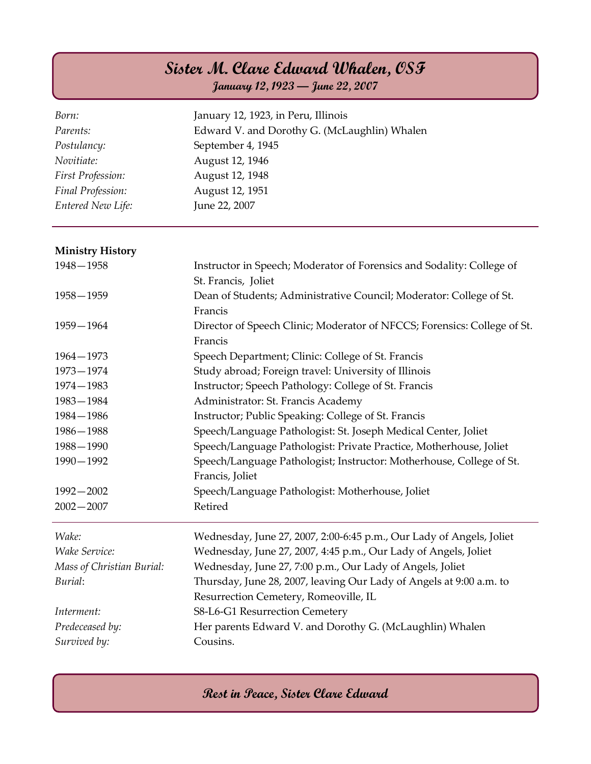# Sister M. Clare Edward Whalen, OSF

**January 12, 1923 — June 22, 2007**

| | |
|---|---|
| *Born:* | January 12, 1923, in Peru, Illinois |
| *Parents:* | Edward V. and Dorothy G. (McLaughlin) Whalen |
| *Postulancy:* | September 4, 1945 |
| *Novitiate:* | August 12, 1946 |
| *First Profession:* | August 12, 1948 |
| *Final Profession:* | August 12, 1951 |
| *Entered New Life:* | June 22, 2007 |

**Ministry History**

| | |
|---|---|
| 1948—1958 | Instructor in Speech; Moderator of Forensics and Sodality: College of St. Francis, Joliet |
| 1958—1959 | Dean of Students; Administrative Council; Moderator: College of St. Francis |
| 1959—1964 | Director of Speech Clinic; Moderator of NFCCS; Forensics: College of St. Francis |
| 1964—1973 | Speech Department; Clinic: College of St. Francis |
| 1973—1974 | Study abroad; Foreign travel: University of Illinois |
| 1974—1983 | Instructor; Speech Pathology: College of St. Francis |
| 1983—1984 | Administrator: St. Francis Academy |
| 1984—1986 | Instructor; Public Speaking: College of St. Francis |
| 1986—1988 | Speech/Language Pathologist: St. Joseph Medical Center, Joliet |
| 1988—1990 | Speech/Language Pathologist: Private Practice, Motherhouse, Joliet |
| 1990—1992 | Speech/Language Pathologist; Instructor: Motherhouse, College of St. Francis, Joliet |
| 1992—2002 | Speech/Language Pathologist: Motherhouse, Joliet |
| 2002—2007 | Retired |

| | |
|---|---|
| *Wake:* | Wednesday, June 27, 2007, 2:00-6:45 p.m., Our Lady of Angels, Joliet |
| *Wake Service:* | Wednesday, June 27, 2007, 4:45 p.m., Our Lady of Angels, Joliet |
| *Mass of Christian Burial:* | Wednesday, June 27, 7:00 p.m., Our Lady of Angels, Joliet |
| *Burial:* | Thursday, June 28, 2007, leaving Our Lady of Angels at 9:00 a.m. to Resurrection Cemetery, Romeoville, IL |
| *Interment:* | S8-L6-G1 Resurrection Cemetery |
| *Predeceased by:* | Her parents Edward V. and Dorothy G. (McLaughlin) Whalen |
| *Survived by:* | Cousins. |

**Rest in Peace, Sister Clare Edward**